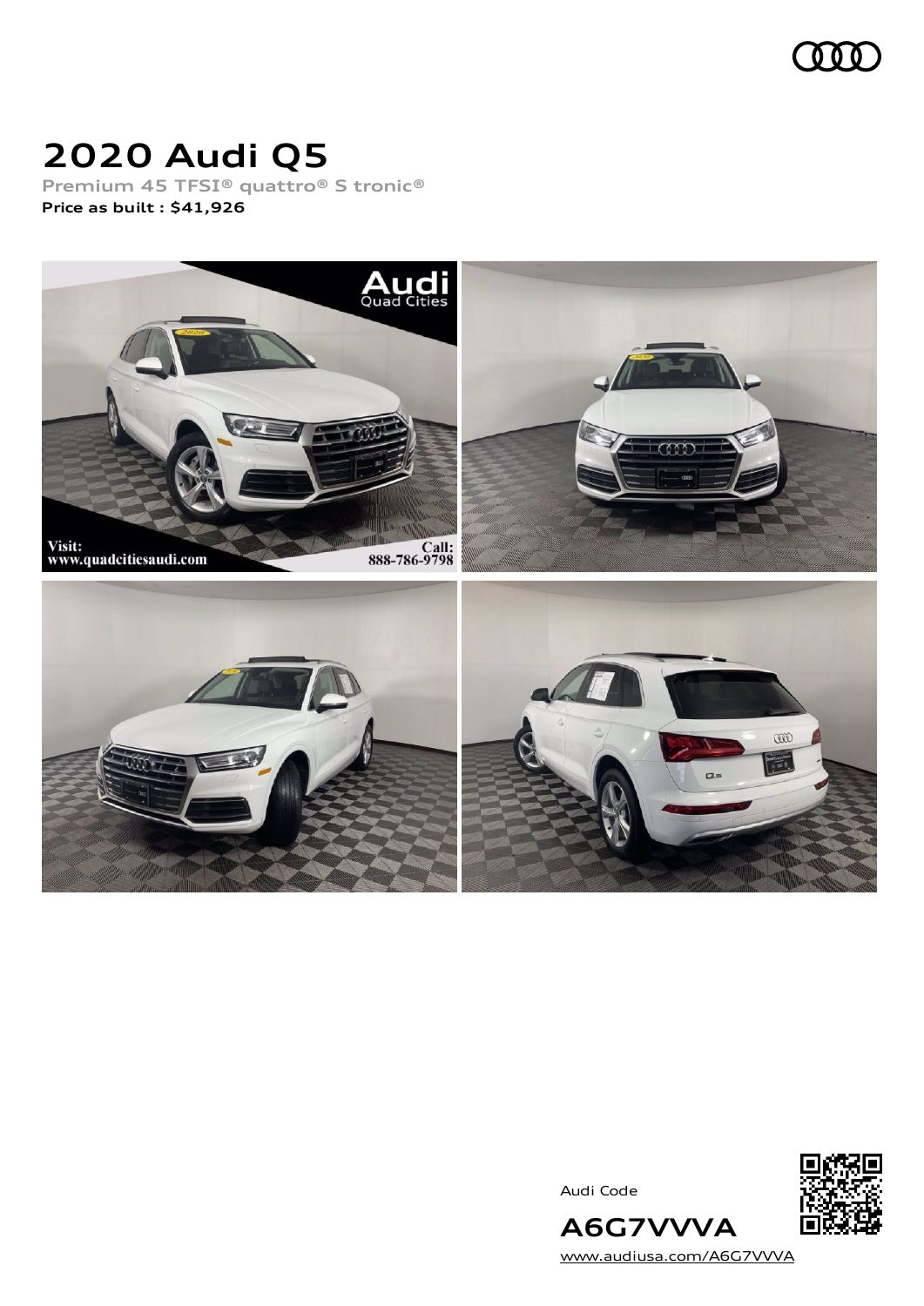# 2020 Audi Q5

Premium 45 TFSI® quattro® S tronic®

**Price as built : $41,926**

Audi Code

## A6G7VVVA

www.audiusa.com/A6G7VVVA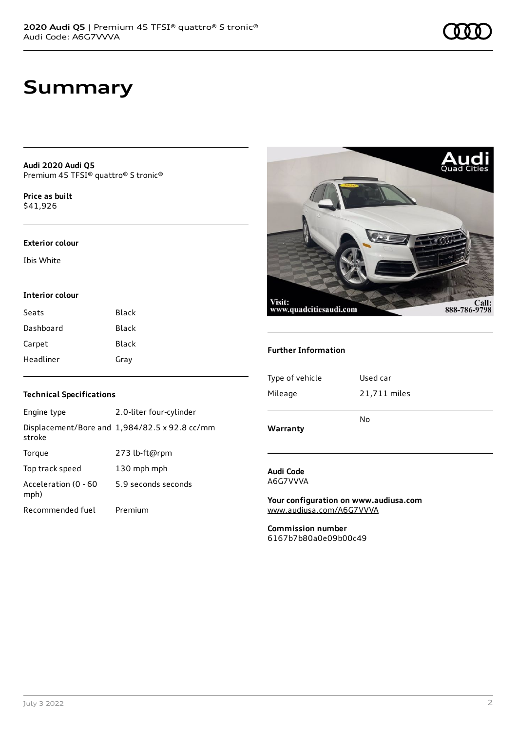# Summary

**Audi 2020 Audi Q5**
Premium 45 TFSI® quattro® S tronic®

**Price as built**
$41,926

**Exterior colour**

Ibis White

**Interior colour**

| | |
|---|---|
| Seats | Black |
| Dashboard | Black |
| Carpet | Black |
| Headliner | Gray |

**Technical Specifications**

| | |
|---|---|
| Engine type | 2.0-liter four-cylinder |
| Displacement/Bore and stroke | 1,984/82.5 x 92.8 cc/mm |
| Torque | 273 lb-ft@rpm |
| Top track speed | 130 mph mph |
| Acceleration (0 - 60 mph) | 5.9 seconds seconds |
| Recommended fuel | Premium |

**Further Information**

| | |
|---|---|
| Type of vehicle | Used car |
| Mileage | 21,711 miles |
| **Warranty** | No |

**Audi Code**
A6G7VVVA

**Your configuration on www.audiusa.com**
www.audiusa.com/A6G7VVVA

**Commission number**
6167b7b80a0e09b00c49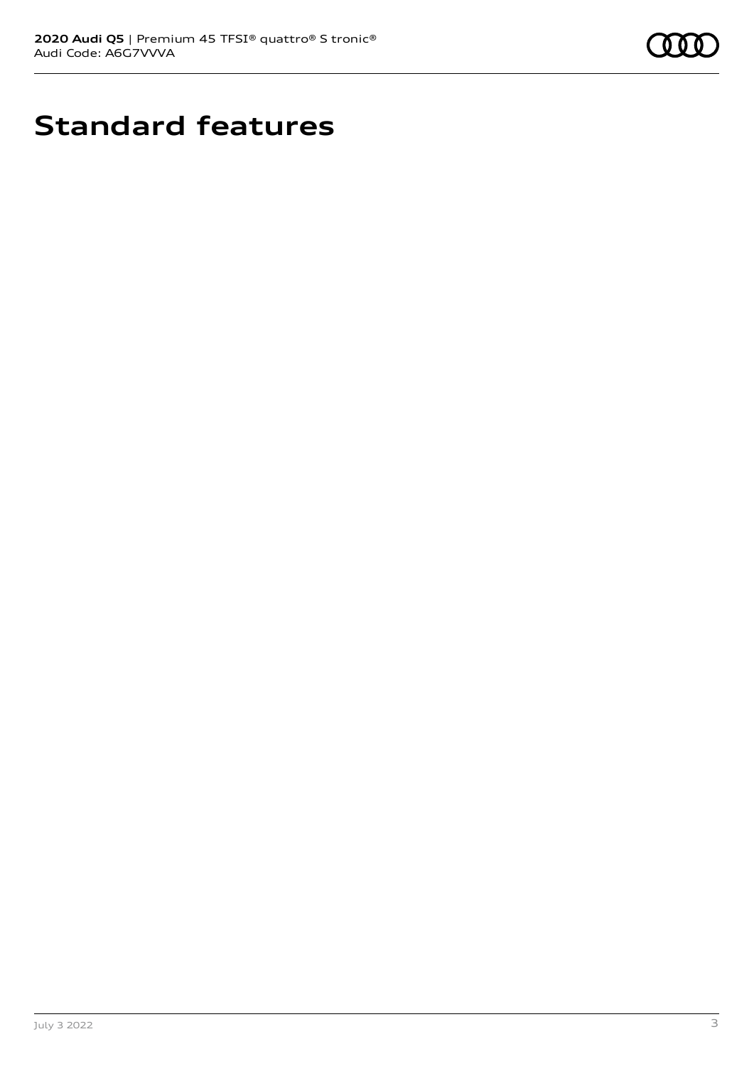# Standard features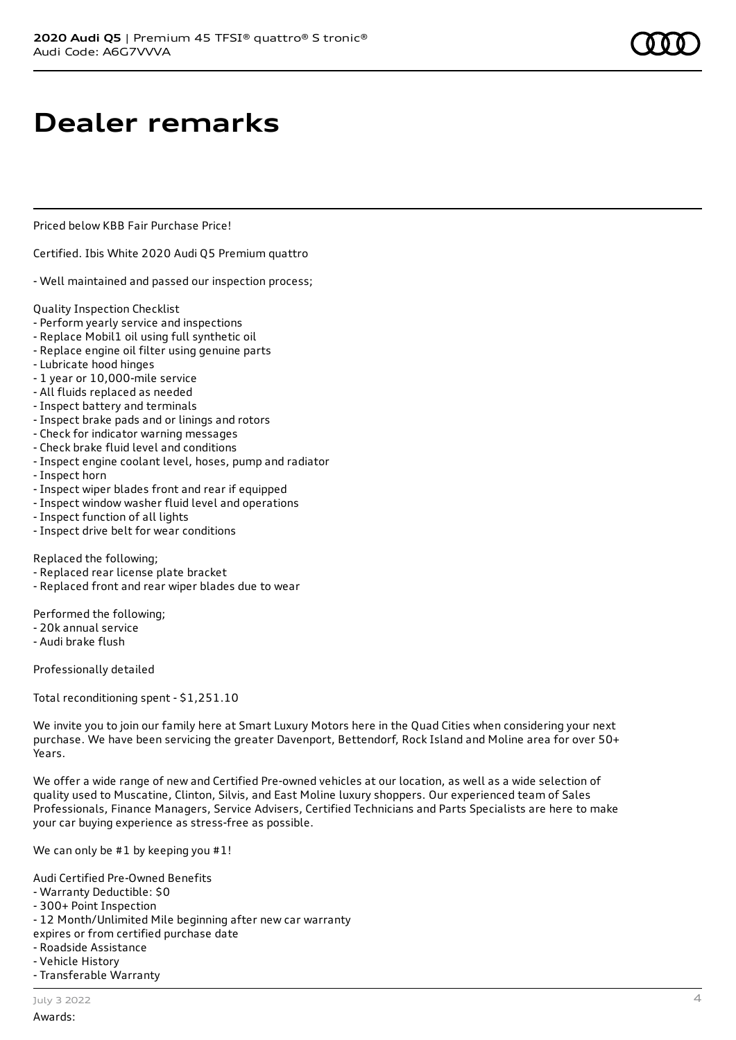# Dealer remarks

Priced below KBB Fair Purchase Price!

Certified. Ibis White 2020 Audi Q5 Premium quattro

- Well maintained and passed our inspection process;

Quality Inspection Checklist
- Perform yearly service and inspections
- Replace Mobil1 oil using full synthetic oil
- Replace engine oil filter using genuine parts
- Lubricate hood hinges
- 1 year or 10,000-mile service
- All fluids replaced as needed
- Inspect battery and terminals
- Inspect brake pads and or linings and rotors
- Check for indicator warning messages
- Check brake fluid level and conditions
- Inspect engine coolant level, hoses, pump and radiator
- Inspect horn
- Inspect wiper blades front and rear if equipped
- Inspect window washer fluid level and operations
- Inspect function of all lights
- Inspect drive belt for wear conditions

Replaced the following;
- Replaced rear license plate bracket
- Replaced front and rear wiper blades due to wear

Performed the following;
- 20k annual service
- Audi brake flush

Professionally detailed

Total reconditioning spent - $1,251.10

We invite you to join our family here at Smart Luxury Motors here in the Quad Cities when considering your next purchase. We have been servicing the greater Davenport, Bettendorf, Rock Island and Moline area for over 50+ Years.

We offer a wide range of new and Certified Pre-owned vehicles at our location, as well as a wide selection of quality used to Muscatine, Clinton, Silvis, and East Moline luxury shoppers. Our experienced team of Sales Professionals, Finance Managers, Service Advisers, Certified Technicians and Parts Specialists are here to make your car buying experience as stress-free as possible.

We can only be #1 by keeping you #1!

Audi Certified Pre-Owned Benefits
- Warranty Deductible: $0
- 300+ Point Inspection
- 12 Month/Unlimited Mile beginning after new car warranty expires or from certified purchase date
- Roadside Assistance
- Vehicle History
- Transferable Warranty

Awards: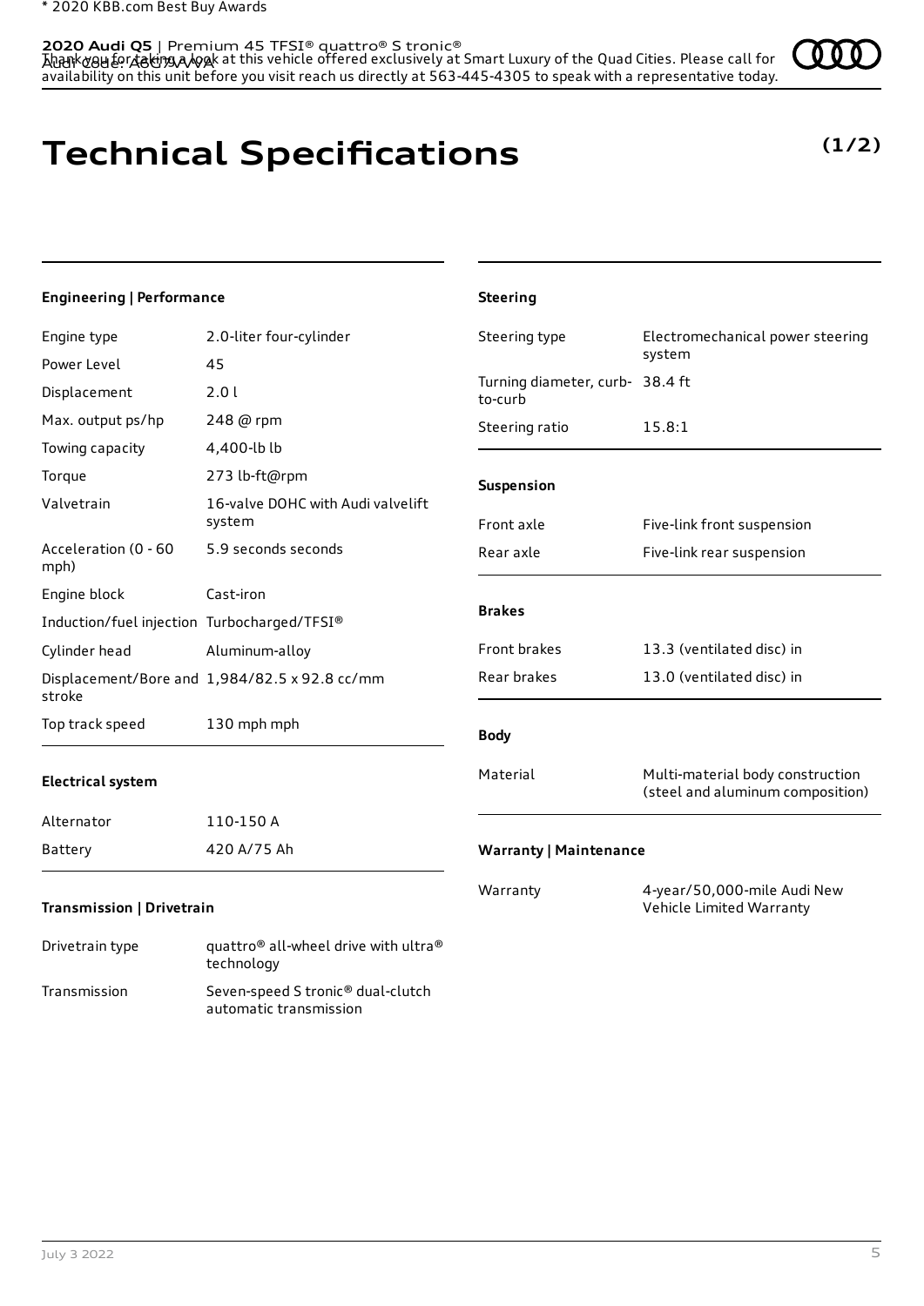# Technical Specifications

**(1/2)**

### Engineering | Performance

| | |
|---|---|
| Engine type | 2.0-liter four-cylinder |
| Power Level | 45 |
| Displacement | 2.0 l |
| Max. output ps/hp | 248 @ rpm |
| Towing capacity | 4,400-lb lb |
| Torque | 273 lb-ft@rpm |
| Valvetrain | 16-valve DOHC with Audi valvelift system |
| Acceleration (0 - 60 mph) | 5.9 seconds seconds |
| Engine block | Cast-iron |
| Induction/fuel injection | Turbocharged/TFSI® |
| Cylinder head | Aluminum-alloy |
| Displacement/Bore and stroke | 1,984/82.5 x 92.8 cc/mm |
| Top track speed | 130 mph mph |

### Electrical system

| | |
|---|---|
| Alternator | 110-150 A |
| Battery | 420 A/75 Ah |

### Transmission | Drivetrain

| | |
|---|---|
| Drivetrain type | quattro® all-wheel drive with ultra® technology |
| Transmission | Seven-speed S tronic® dual-clutch automatic transmission |

### Steering

| | |
|---|---|
| Steering type | Electromechanical power steering system |
| Turning diameter, curb-to-curb | 38.4 ft |
| Steering ratio | 15.8:1 |

### Suspension

| | |
|---|---|
| Front axle | Five-link front suspension |
| Rear axle | Five-link rear suspension |

### Brakes

| | |
|---|---|
| Front brakes | 13.3 (ventilated disc) in |
| Rear brakes | 13.0 (ventilated disc) in |

### Body

| | |
|---|---|
| Material | Multi-material body construction (steel and aluminum composition) |

### Warranty | Maintenance

| | |
|---|---|
| Warranty | 4-year/50,000-mile Audi New Vehicle Limited Warranty |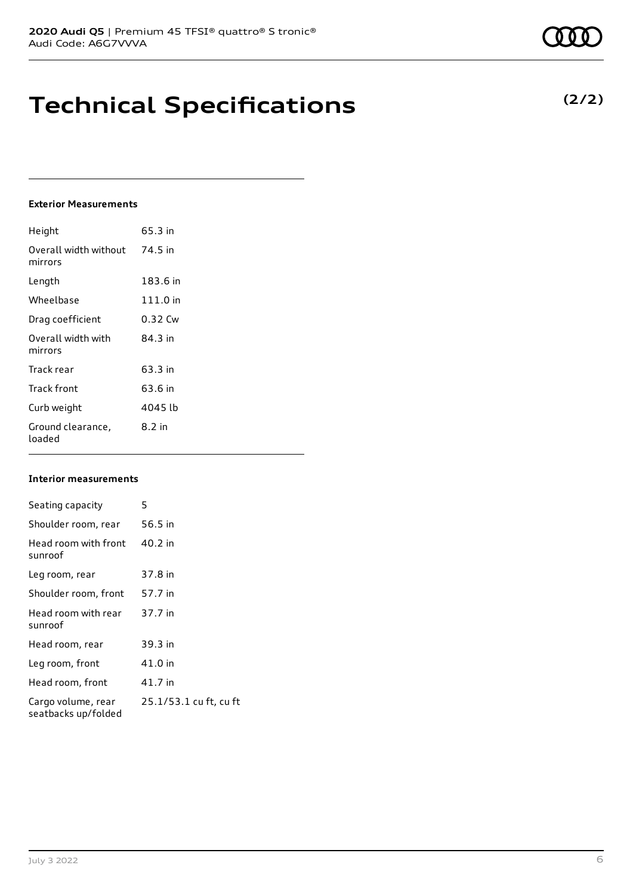# Technical Specifications

**(2/2)**

### Exterior Measurements

| | |
|---|---|
| Height | 65.3 in |
| Overall width without mirrors | 74.5 in |
| Length | 183.6 in |
| Wheelbase | 111.0 in |
| Drag coefficient | 0.32 Cw |
| Overall width with mirrors | 84.3 in |
| Track rear | 63.3 in |
| Track front | 63.6 in |
| Curb weight | 4045 lb |
| Ground clearance, loaded | 8.2 in |

### Interior measurements

| | |
|---|---|
| Seating capacity | 5 |
| Shoulder room, rear | 56.5 in |
| Head room with front sunroof | 40.2 in |
| Leg room, rear | 37.8 in |
| Shoulder room, front | 57.7 in |
| Head room with rear sunroof | 37.7 in |
| Head room, rear | 39.3 in |
| Leg room, front | 41.0 in |
| Head room, front | 41.7 in |
| Cargo volume, rear seatbacks up/folded | 25.1/53.1 cu ft, cu ft |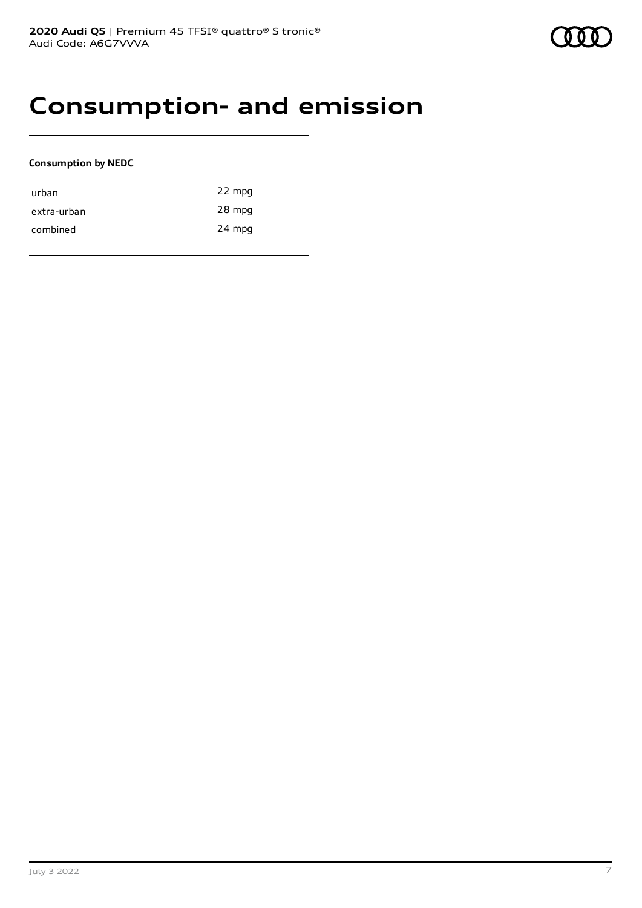# Consumption- and emission

**Consumption by NEDC**

| | |
|---|---|
| urban | 22 mpg |
| extra-urban | 28 mpg |
| combined | 24 mpg |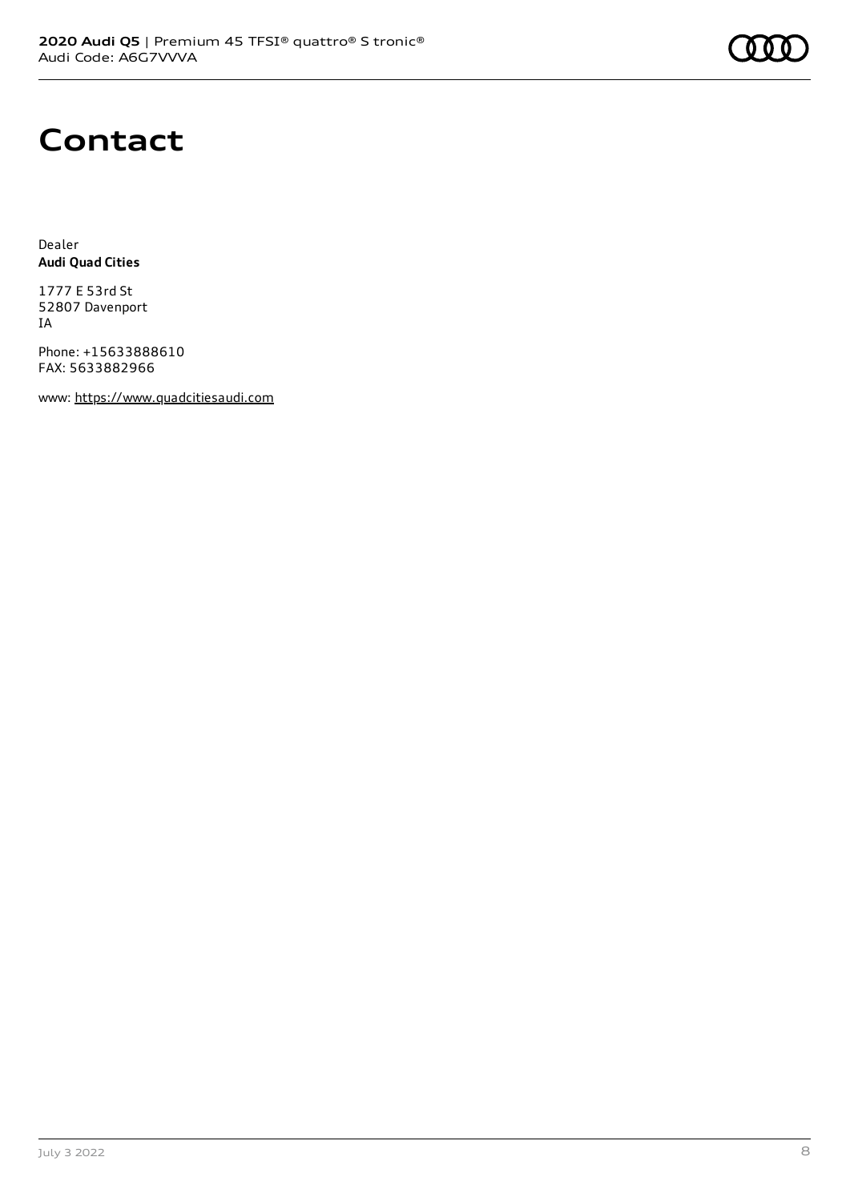# Contact

Dealer
**Audi Quad Cities**

1777 E 53rd St
52807 Davenport
IA

Phone: +15633888610
FAX: 5633882966

www: https://www.quadcitiesaudi.com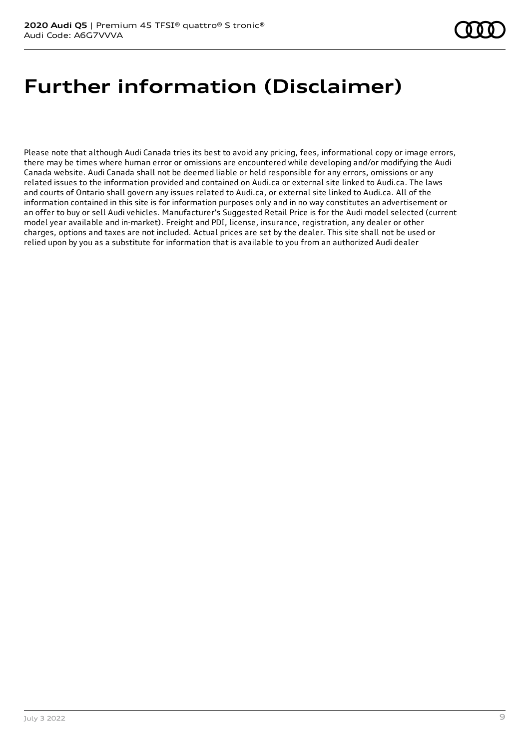# Further information (Disclaimer)

Please note that although Audi Canada tries its best to avoid any pricing, fees, informational copy or image errors, there may be times where human error or omissions are encountered while developing and/or modifying the Audi Canada website. Audi Canada shall not be deemed liable or held responsible for any errors, omissions or any related issues to the information provided and contained on Audi.ca or external site linked to Audi.ca. The laws and courts of Ontario shall govern any issues related to Audi.ca, or external site linked to Audi.ca. All of the information contained in this site is for information purposes only and in no way constitutes an advertisement or an offer to buy or sell Audi vehicles. Manufacturer's Suggested Retail Price is for the Audi model selected (current model year available and in-market). Freight and PDI, license, insurance, registration, any dealer or other charges, options and taxes are not included. Actual prices are set by the dealer. This site shall not be used or relied upon by you as a substitute for information that is available to you from an authorized Audi dealer